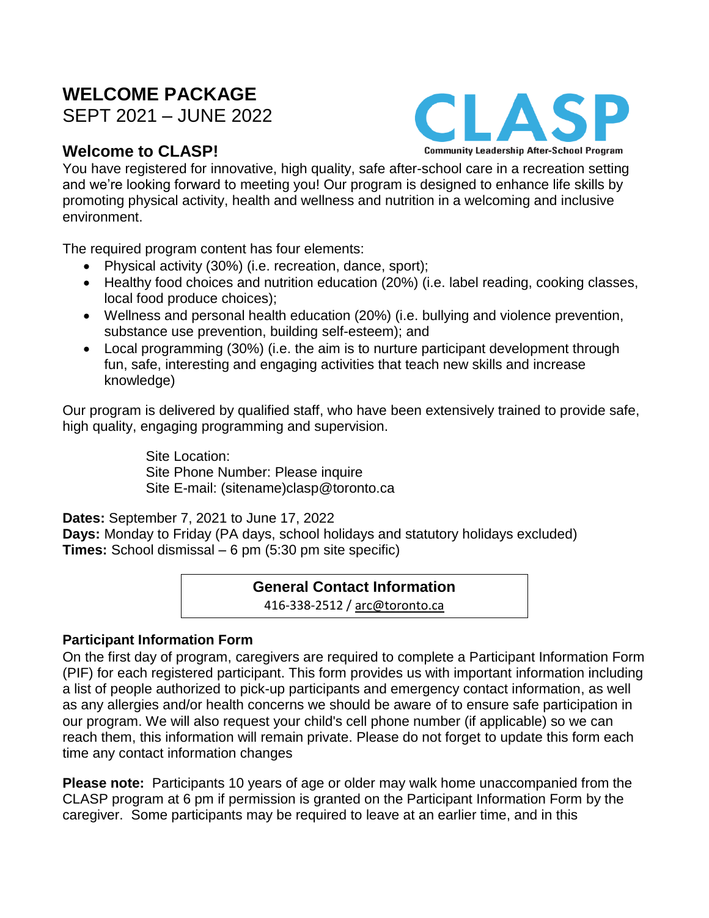# WELCOME PACKAGE

SEPT 2021 – JUNE 2022

CLASP
Community Leadership After-School Program

## Welcome to CLASP!

You have registered for innovative, high quality, safe after-school care in a recreation setting and we're looking forward to meeting you! Our program is designed to enhance life skills by promoting physical activity, health and wellness and nutrition in a welcoming and inclusive environment.

The required program content has four elements:

- Physical activity (30%) (i.e. recreation, dance, sport);
- Healthy food choices and nutrition education (20%) (i.e. label reading, cooking classes, local food produce choices);
- Wellness and personal health education (20%) (i.e. bullying and violence prevention, substance use prevention, building self-esteem); and
- Local programming (30%) (i.e. the aim is to nurture participant development through fun, safe, interesting and engaging activities that teach new skills and increase knowledge)

Our program is delivered by qualified staff, who have been extensively trained to provide safe, high quality, engaging programming and supervision.

Site Location:
Site Phone Number: Please inquire
Site E-mail: (sitename)clasp@toronto.ca

**Dates:** September 7, 2021 to June 17, 2022
**Days:** Monday to Friday (PA days, school holidays and statutory holidays excluded)
**Times:** School dismissal – 6 pm (5:30 pm site specific)

**General Contact Information**
416-338-2512 / arc@toronto.ca

### Participant Information Form

On the first day of program, caregivers are required to complete a Participant Information Form (PIF) for each registered participant. This form provides us with important information including a list of people authorized to pick-up participants and emergency contact information, as well as any allergies and/or health concerns we should be aware of to ensure safe participation in our program. We will also request your child's cell phone number (if applicable) so we can reach them, this information will remain private. Please do not forget to update this form each time any contact information changes

**Please note:** Participants 10 years of age or older may walk home unaccompanied from the CLASP program at 6 pm if permission is granted on the Participant Information Form by the caregiver. Some participants may be required to leave at an earlier time, and in this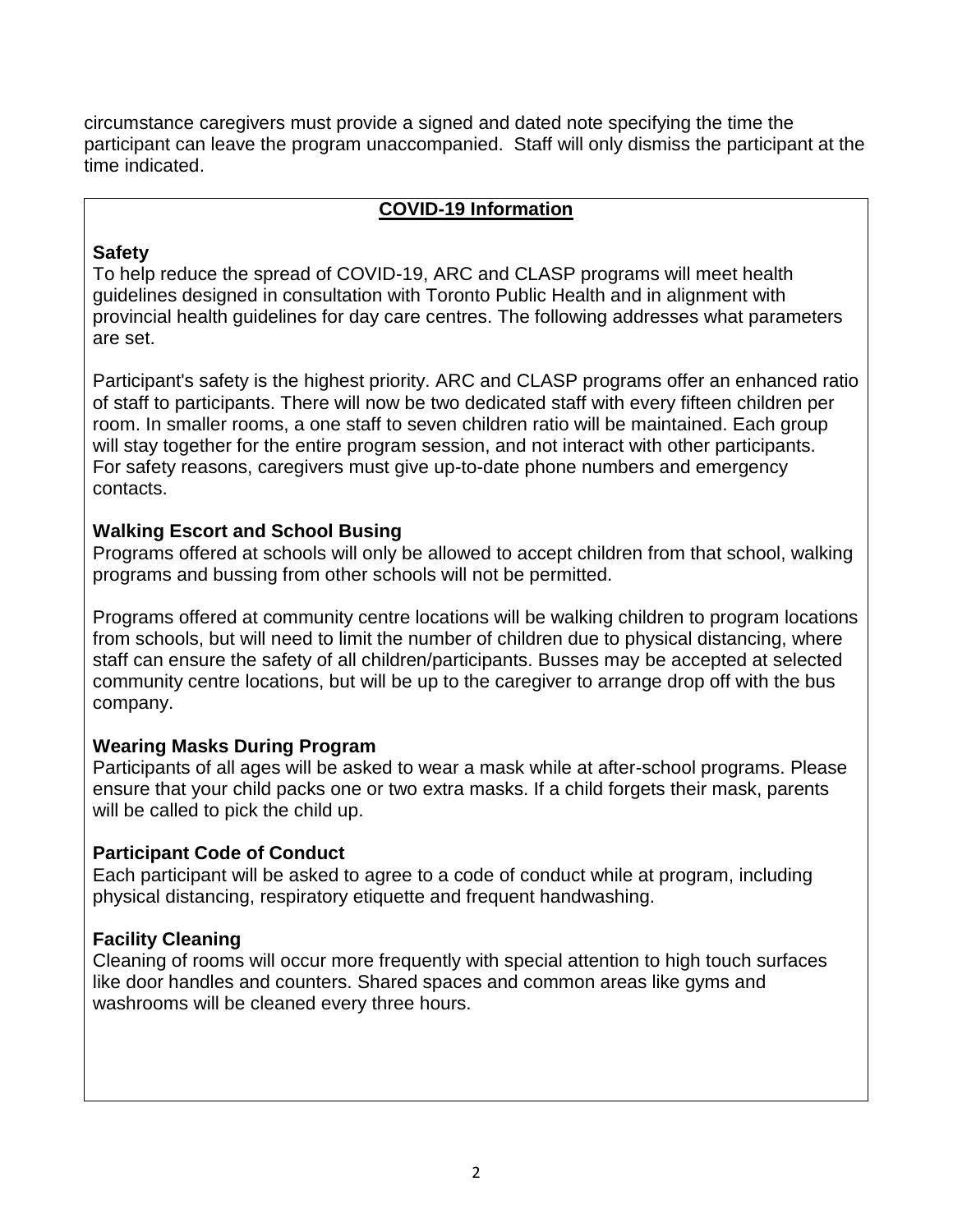circumstance caregivers must provide a signed and dated note specifying the time the participant can leave the program unaccompanied. Staff will only dismiss the participant at the time indicated.

## COVID-19 Information

### Safety

To help reduce the spread of COVID-19, ARC and CLASP programs will meet health guidelines designed in consultation with Toronto Public Health and in alignment with provincial health guidelines for day care centres. The following addresses what parameters are set.

Participant's safety is the highest priority. ARC and CLASP programs offer an enhanced ratio of staff to participants. There will now be two dedicated staff with every fifteen children per room. In smaller rooms, a one staff to seven children ratio will be maintained. Each group will stay together for the entire program session, and not interact with other participants. For safety reasons, caregivers must give up-to-date phone numbers and emergency contacts.

### Walking Escort and School Busing

Programs offered at schools will only be allowed to accept children from that school, walking programs and bussing from other schools will not be permitted.

Programs offered at community centre locations will be walking children to program locations from schools, but will need to limit the number of children due to physical distancing, where staff can ensure the safety of all children/participants. Busses may be accepted at selected community centre locations, but will be up to the caregiver to arrange drop off with the bus company.

### Wearing Masks During Program

Participants of all ages will be asked to wear a mask while at after-school programs. Please ensure that your child packs one or two extra masks. If a child forgets their mask, parents will be called to pick the child up.

### Participant Code of Conduct

Each participant will be asked to agree to a code of conduct while at program, including physical distancing, respiratory etiquette and frequent handwashing.

### Facility Cleaning

Cleaning of rooms will occur more frequently with special attention to high touch surfaces like door handles and counters. Shared spaces and common areas like gyms and washrooms will be cleaned every three hours.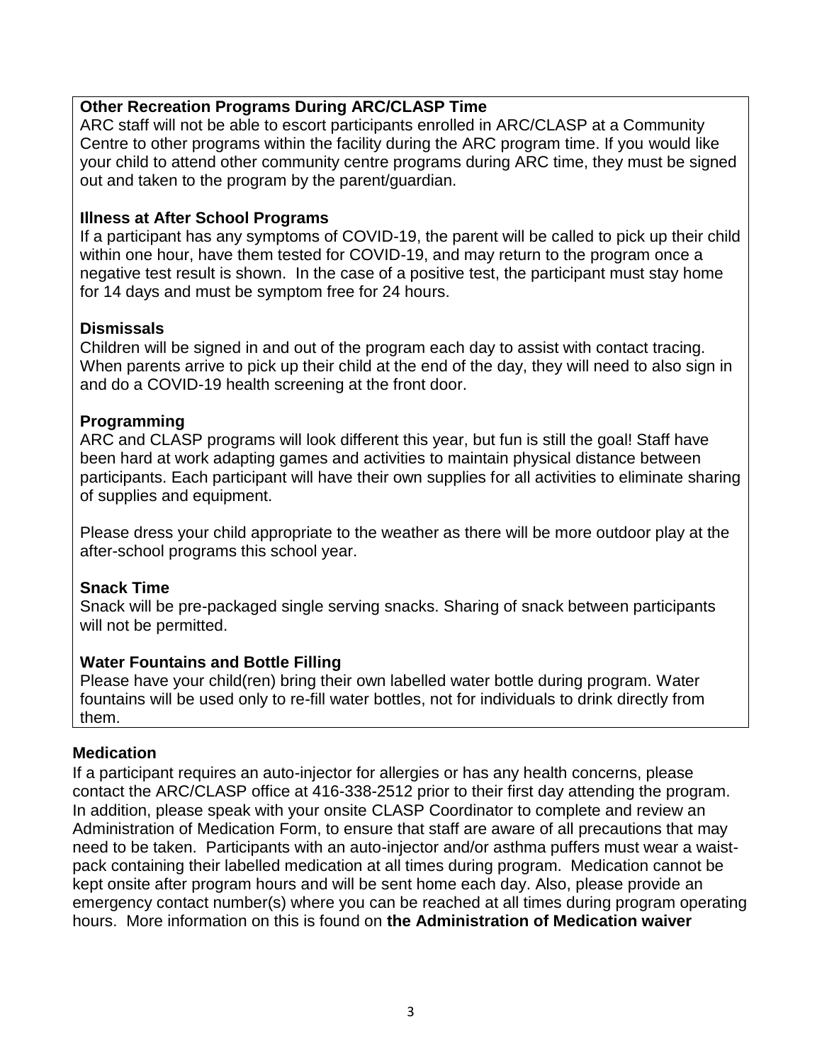**Other Recreation Programs During ARC/CLASP Time**

ARC staff will not be able to escort participants enrolled in ARC/CLASP at a Community Centre to other programs within the facility during the ARC program time. If you would like your child to attend other community centre programs during ARC time, they must be signed out and taken to the program by the parent/guardian.

**Illness at After School Programs**

If a participant has any symptoms of COVID-19, the parent will be called to pick up their child within one hour, have them tested for COVID-19, and may return to the program once a negative test result is shown. In the case of a positive test, the participant must stay home for 14 days and must be symptom free for 24 hours.

**Dismissals**

Children will be signed in and out of the program each day to assist with contact tracing. When parents arrive to pick up their child at the end of the day, they will need to also sign in and do a COVID-19 health screening at the front door.

**Programming**

ARC and CLASP programs will look different this year, but fun is still the goal! Staff have been hard at work adapting games and activities to maintain physical distance between participants. Each participant will have their own supplies for all activities to eliminate sharing of supplies and equipment.

Please dress your child appropriate to the weather as there will be more outdoor play at the after-school programs this school year.

**Snack Time**

Snack will be pre-packaged single serving snacks. Sharing of snack between participants will not be permitted.

**Water Fountains and Bottle Filling**

Please have your child(ren) bring their own labelled water bottle during program. Water fountains will be used only to re-fill water bottles, not for individuals to drink directly from them.

**Medication**

If a participant requires an auto-injector for allergies or has any health concerns, please contact the ARC/CLASP office at 416-338-2512 prior to their first day attending the program. In addition, please speak with your onsite CLASP Coordinator to complete and review an Administration of Medication Form, to ensure that staff are aware of all precautions that may need to be taken. Participants with an auto-injector and/or asthma puffers must wear a waist-pack containing their labelled medication at all times during program. Medication cannot be kept onsite after program hours and will be sent home each day. Also, please provide an emergency contact number(s) where you can be reached at all times during program operating hours. More information on this is found on **the Administration of Medication waiver**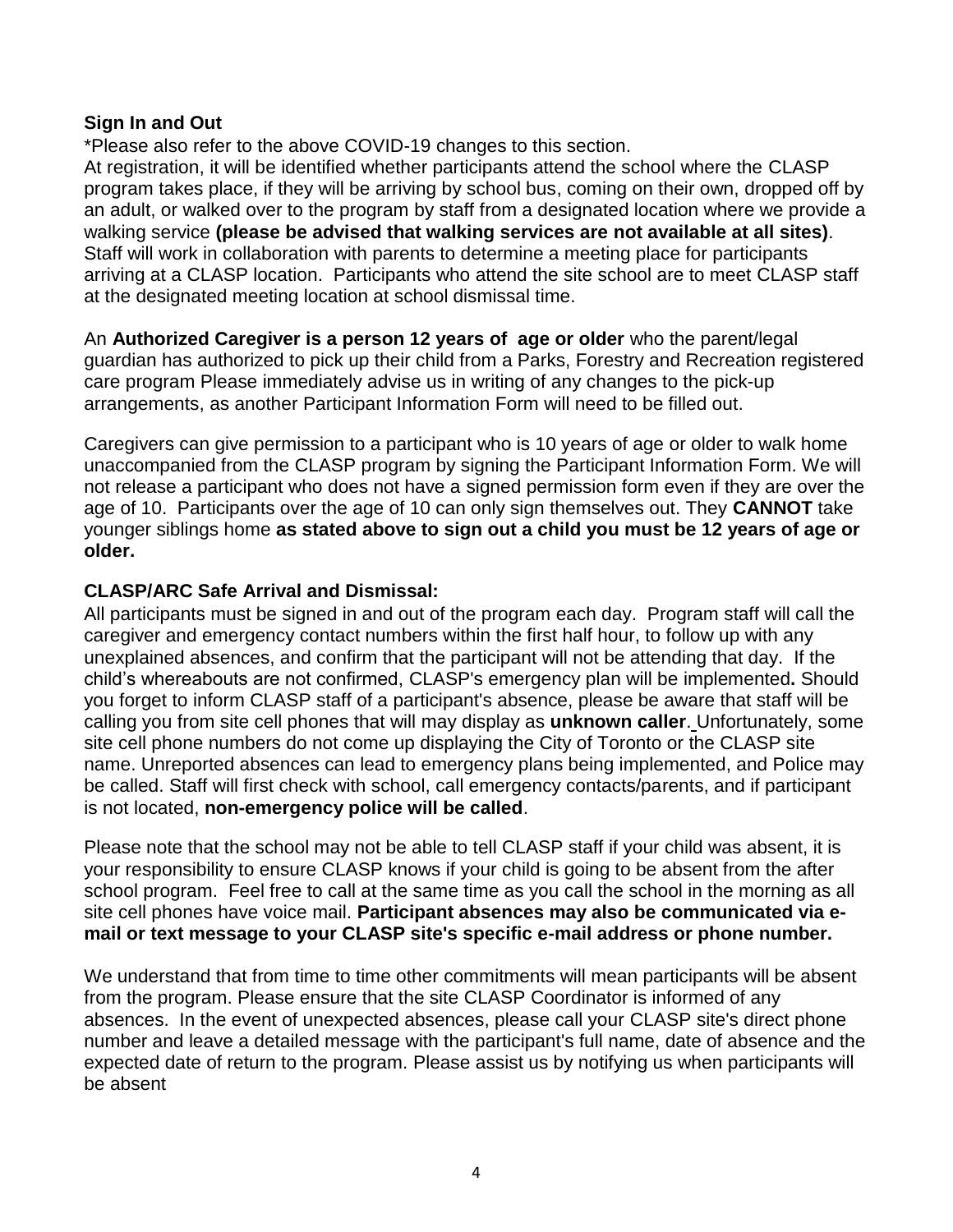**Sign In and Out**

*Please also refer to the above COVID-19 changes to this section.

At registration, it will be identified whether participants attend the school where the CLASP program takes place, if they will be arriving by school bus, coming on their own, dropped off by an adult, or walked over to the program by staff from a designated location where we provide a walking service **(please be advised that walking services are not available at all sites)**. Staff will work in collaboration with parents to determine a meeting place for participants arriving at a CLASP location. Participants who attend the site school are to meet CLASP staff at the designated meeting location at school dismissal time.

An **Authorized Caregiver is a person 12 years of age or older** who the parent/legal guardian has authorized to pick up their child from a Parks, Forestry and Recreation registered care program Please immediately advise us in writing of any changes to the pick-up arrangements, as another Participant Information Form will need to be filled out.

Caregivers can give permission to a participant who is 10 years of age or older to walk home unaccompanied from the CLASP program by signing the Participant Information Form. We will not release a participant who does not have a signed permission form even if they are over the age of 10. Participants over the age of 10 can only sign themselves out. They **CANNOT** take younger siblings home **as stated above to sign out a child you must be 12 years of age or older.**

**CLASP/ARC Safe Arrival and Dismissal:**

All participants must be signed in and out of the program each day. Program staff will call the caregiver and emergency contact numbers within the first half hour, to follow up with any unexplained absences, and confirm that the participant will not be attending that day. If the child's whereabouts are not confirmed, CLASP's emergency plan will be implemented**.** Should you forget to inform CLASP staff of a participant's absence, please be aware that staff will be calling you from site cell phones that will may display as **unknown caller**. Unfortunately, some site cell phone numbers do not come up displaying the City of Toronto or the CLASP site name. Unreported absences can lead to emergency plans being implemented, and Police may be called. Staff will first check with school, call emergency contacts/parents, and if participant is not located, **non-emergency police will be called**.

Please note that the school may not be able to tell CLASP staff if your child was absent, it is your responsibility to ensure CLASP knows if your child is going to be absent from the after school program. Feel free to call at the same time as you call the school in the morning as all site cell phones have voice mail. **Participant absences may also be communicated via e-mail or text message to your CLASP site's specific e-mail address or phone number.**

We understand that from time to time other commitments will mean participants will be absent from the program. Please ensure that the site CLASP Coordinator is informed of any absences. In the event of unexpected absences, please call your CLASP site's direct phone number and leave a detailed message with the participant's full name, date of absence and the expected date of return to the program. Please assist us by notifying us when participants will be absent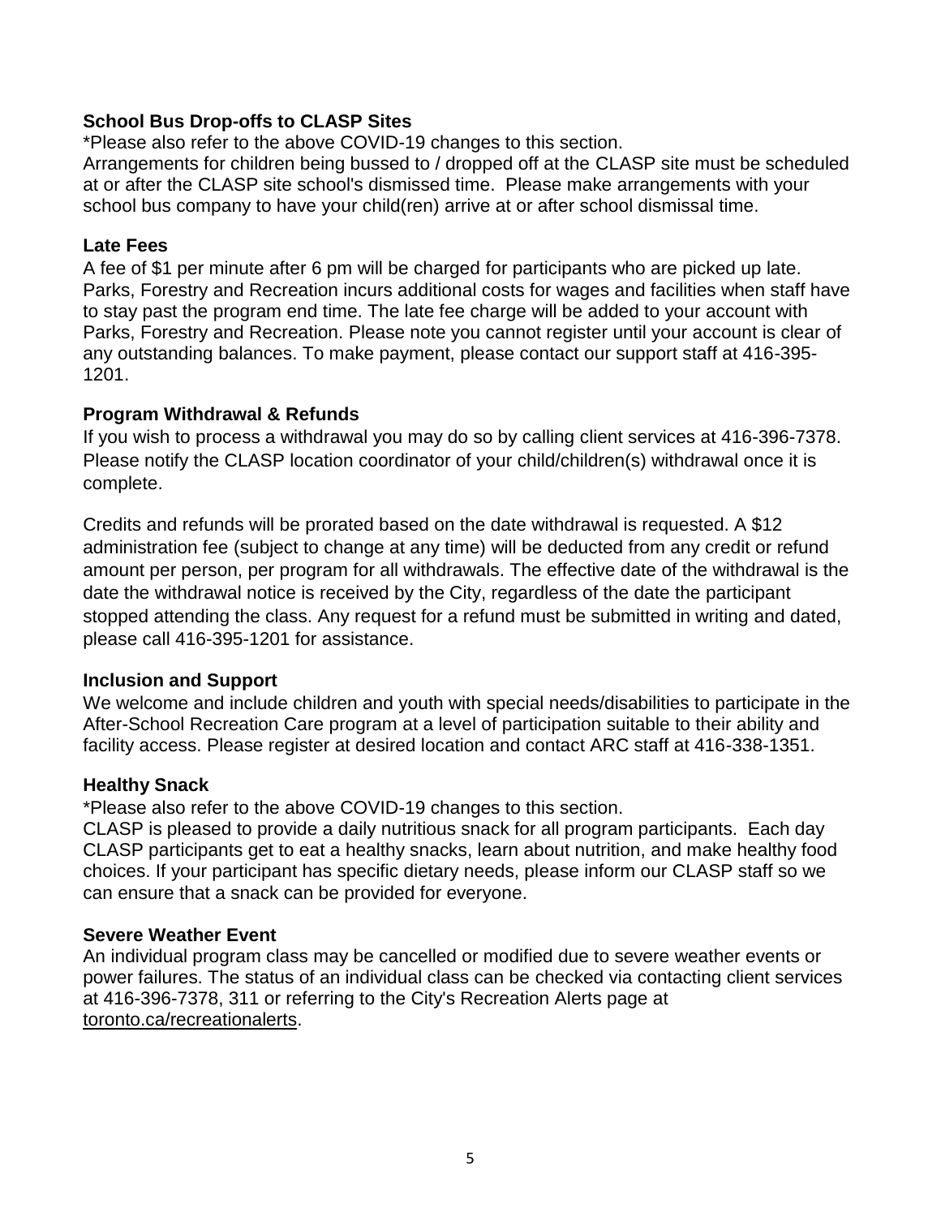### School Bus Drop-offs to CLASP Sites

*Please also refer to the above COVID-19 changes to this section.

Arrangements for children being bussed to / dropped off at the CLASP site must be scheduled at or after the CLASP site school's dismissed time. Please make arrangements with your school bus company to have your child(ren) arrive at or after school dismissal time.

### Late Fees

A fee of $1 per minute after 6 pm will be charged for participants who are picked up late. Parks, Forestry and Recreation incurs additional costs for wages and facilities when staff have to stay past the program end time. The late fee charge will be added to your account with Parks, Forestry and Recreation. Please note you cannot register until your account is clear of any outstanding balances. To make payment, please contact our support staff at 416-395-1201.

### Program Withdrawal & Refunds

If you wish to process a withdrawal you may do so by calling client services at 416-396-7378. Please notify the CLASP location coordinator of your child/children(s) withdrawal once it is complete.

Credits and refunds will be prorated based on the date withdrawal is requested. A $12 administration fee (subject to change at any time) will be deducted from any credit or refund amount per person, per program for all withdrawals. The effective date of the withdrawal is the date the withdrawal notice is received by the City, regardless of the date the participant stopped attending the class. Any request for a refund must be submitted in writing and dated, please call 416-395-1201 for assistance.

### Inclusion and Support

We welcome and include children and youth with special needs/disabilities to participate in the After-School Recreation Care program at a level of participation suitable to their ability and facility access. Please register at desired location and contact ARC staff at 416-338-1351.

### Healthy Snack

*Please also refer to the above COVID-19 changes to this section.

CLASP is pleased to provide a daily nutritious snack for all program participants. Each day CLASP participants get to eat a healthy snacks, learn about nutrition, and make healthy food choices. If your participant has specific dietary needs, please inform our CLASP staff so we can ensure that a snack can be provided for everyone.

### Severe Weather Event

An individual program class may be cancelled or modified due to severe weather events or power failures. The status of an individual class can be checked via contacting client services at 416-396-7378, 311 or referring to the City's Recreation Alerts page at toronto.ca/recreationalerts.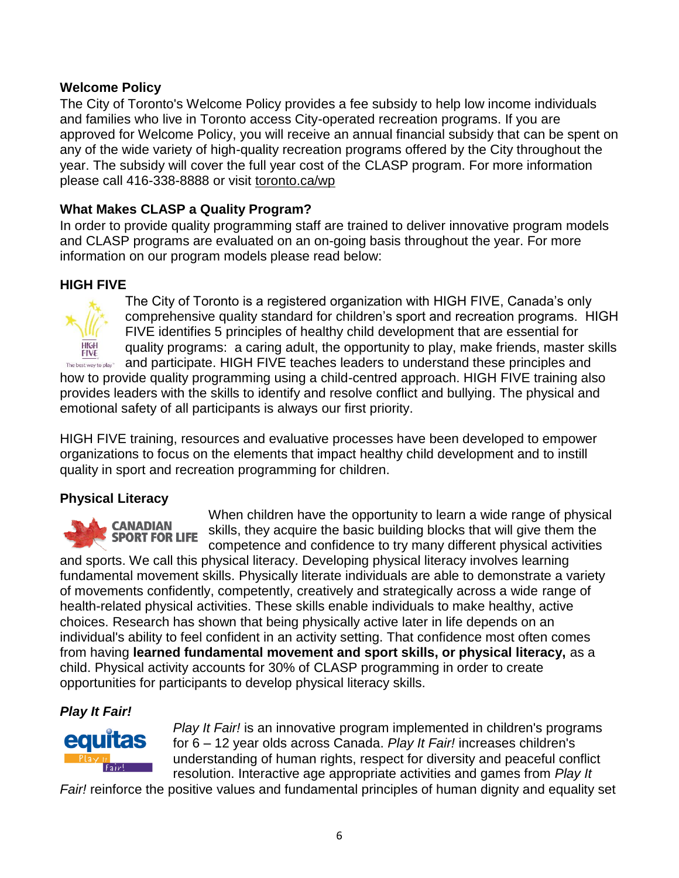### Welcome Policy

The City of Toronto's Welcome Policy provides a fee subsidy to help low income individuals and families who live in Toronto access City-operated recreation programs. If you are approved for Welcome Policy, you will receive an annual financial subsidy that can be spent on any of the wide variety of high-quality recreation programs offered by the City throughout the year. The subsidy will cover the full year cost of the CLASP program. For more information please call 416-338-8888 or visit toronto.ca/wp

### What Makes CLASP a Quality Program?

In order to provide quality programming staff are trained to deliver innovative program models and CLASP programs are evaluated on an on-going basis throughout the year. For more information on our program models please read below:

### HIGH FIVE

The City of Toronto is a registered organization with HIGH FIVE, Canada's only comprehensive quality standard for children's sport and recreation programs. HIGH FIVE identifies 5 principles of healthy child development that are essential for quality programs: a caring adult, the opportunity to play, make friends, master skills and participate. HIGH FIVE teaches leaders to understand these principles and how to provide quality programming using a child-centred approach. HIGH FIVE training also provides leaders with the skills to identify and resolve conflict and bullying. The physical and emotional safety of all participants is always our first priority.

HIGH FIVE training, resources and evaluative processes have been developed to empower organizations to focus on the elements that impact healthy child development and to instill quality in sport and recreation programming for children.

### Physical Literacy

When children have the opportunity to learn a wide range of physical skills, they acquire the basic building blocks that will give them the competence and confidence to try many different physical activities and sports. We call this physical literacy. Developing physical literacy involves learning fundamental movement skills. Physically literate individuals are able to demonstrate a variety of movements confidently, competently, creatively and strategically across a wide range of health-related physical activities. These skills enable individuals to make healthy, active choices. Research has shown that being physically active later in life depends on an individual's ability to feel confident in an activity setting. That confidence most often comes from having **learned fundamental movement and sport skills, or physical literacy,** as a child. Physical activity accounts for 30% of CLASP programming in order to create opportunities for participants to develop physical literacy skills.

### *Play It Fair!*

*Play It Fair!* is an innovative program implemented in children's programs for 6 – 12 year olds across Canada. *Play It Fair!* increases children's understanding of human rights, respect for diversity and peaceful conflict resolution. Interactive age appropriate activities and games from *Play It Fair!* reinforce the positive values and fundamental principles of human dignity and equality set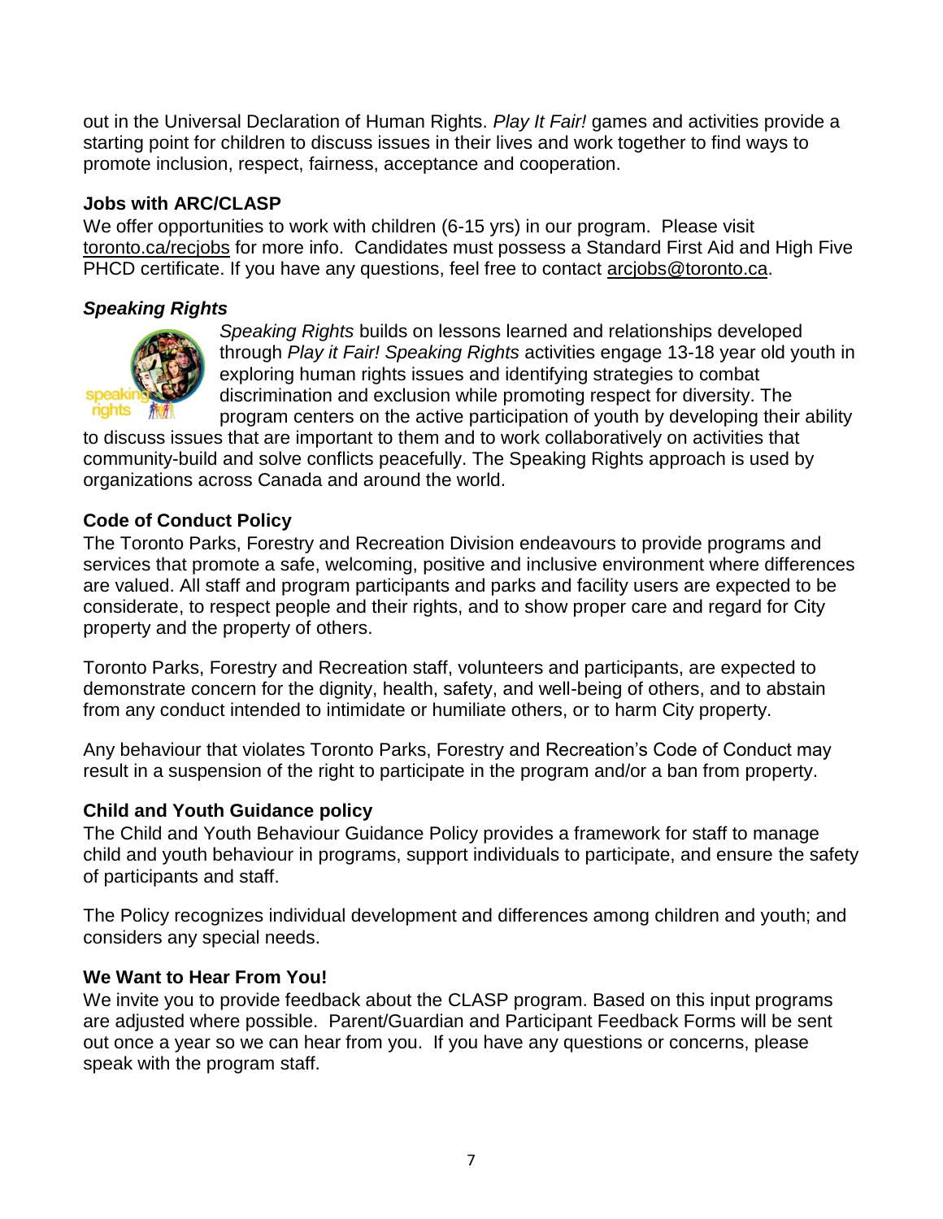out in the Universal Declaration of Human Rights. *Play It Fair!* games and activities provide a starting point for children to discuss issues in their lives and work together to find ways to promote inclusion, respect, fairness, acceptance and cooperation.

**Jobs with ARC/CLASP**

We offer opportunities to work with children (6-15 yrs) in our program. Please visit toronto.ca/recjobs for more info. Candidates must possess a Standard First Aid and High Five PHCD certificate. If you have any questions, feel free to contact arcjobs@toronto.ca.

***Speaking Rights***

*Speaking Rights* builds on lessons learned and relationships developed through *Play it Fair! Speaking Rights* activities engage 13-18 year old youth in exploring human rights issues and identifying strategies to combat discrimination and exclusion while promoting respect for diversity. The program centers on the active participation of youth by developing their ability to discuss issues that are important to them and to work collaboratively on activities that community-build and solve conflicts peacefully. The Speaking Rights approach is used by organizations across Canada and around the world.

**Code of Conduct Policy**

The Toronto Parks, Forestry and Recreation Division endeavours to provide programs and services that promote a safe, welcoming, positive and inclusive environment where differences are valued. All staff and program participants and parks and facility users are expected to be considerate, to respect people and their rights, and to show proper care and regard for City property and the property of others.

Toronto Parks, Forestry and Recreation staff, volunteers and participants, are expected to demonstrate concern for the dignity, health, safety, and well-being of others, and to abstain from any conduct intended to intimidate or humiliate others, or to harm City property.

Any behaviour that violates Toronto Parks, Forestry and Recreation's Code of Conduct may result in a suspension of the right to participate in the program and/or a ban from property.

**Child and Youth Guidance policy**

The Child and Youth Behaviour Guidance Policy provides a framework for staff to manage child and youth behaviour in programs, support individuals to participate, and ensure the safety of participants and staff.

The Policy recognizes individual development and differences among children and youth; and considers any special needs.

**We Want to Hear From You!**

We invite you to provide feedback about the CLASP program. Based on this input programs are adjusted where possible. Parent/Guardian and Participant Feedback Forms will be sent out once a year so we can hear from you. If you have any questions or concerns, please speak with the program staff.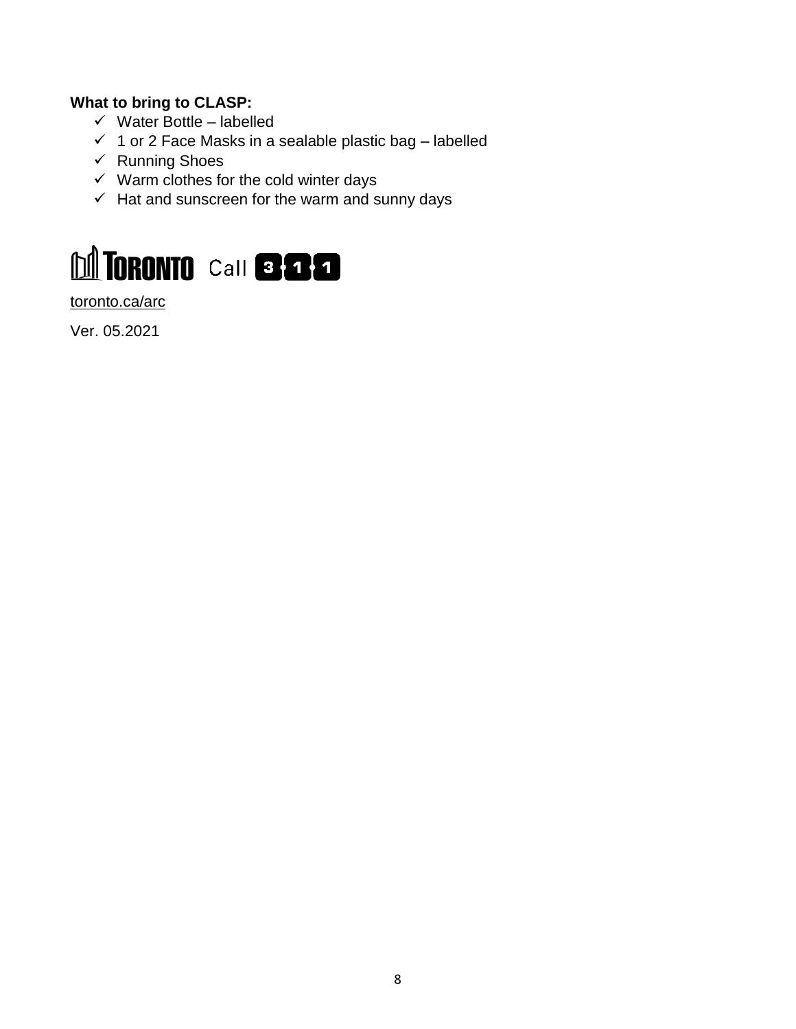**What to bring to CLASP:**

- ✓ Water Bottle – labelled
- ✓ 1 or 2 Face Masks in a sealable plastic bag – labelled
- ✓ Running Shoes
- ✓ Warm clothes for the cold winter days
- ✓ Hat and sunscreen for the warm and sunny days

TORONTO Call 3·1·1

toronto.ca/arc

Ver. 05.2021